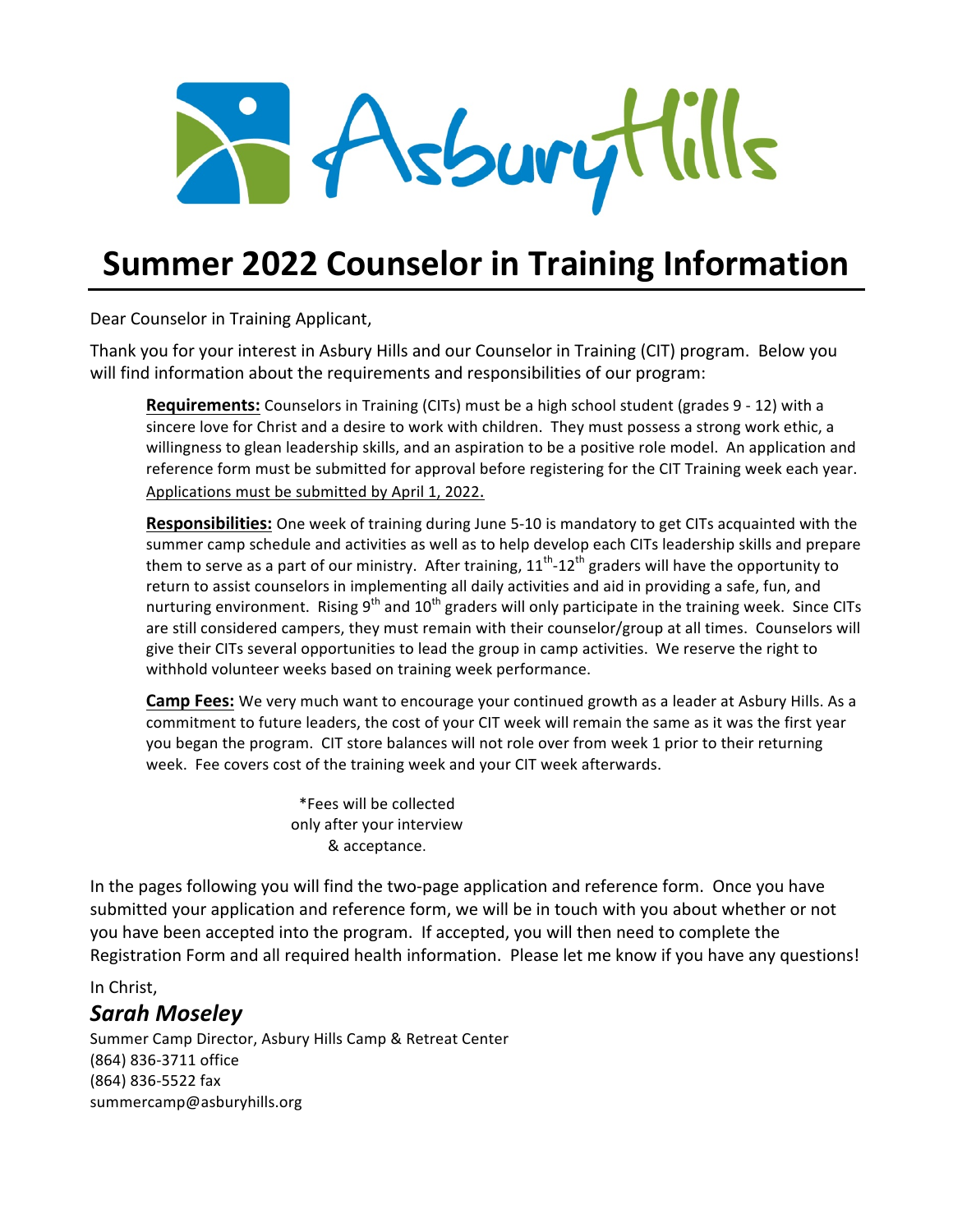Asbury Hills

# Summer 2022 Counselor in Training Information

Dear Counselor in Training Applicant,

Thank you for your interest in Asbury Hills and our Counselor in Training (CIT) program. Below you will find information about the requirements and responsibilities of our program:

**Requirements:** Counselors in Training (CITs) must be a high school student (grades 9 - 12) with a sincere love for Christ and a desire to work with children. They must possess a strong work ethic, a willingness to glean leadership skills, and an aspiration to be a positive role model. An application and reference form must be submitted for approval before registering for the CIT Training week each year. Applications must be submitted by April 1, 2022.

**Responsibilities:** One week of training during June 5-10 is mandatory to get CITs acquainted with the summer camp schedule and activities as well as to help develop each CITs leadership skills and prepare them to serve as a part of our ministry. After training, 11th-12th graders will have the opportunity to return to assist counselors in implementing all daily activities and aid in providing a safe, fun, and nurturing environment. Rising 9th and 10th graders will only participate in the training week. Since CITs are still considered campers, they must remain with their counselor/group at all times. Counselors will give their CITs several opportunities to lead the group in camp activities. We reserve the right to withhold volunteer weeks based on training week performance.

**Camp Fees:** We very much want to encourage your continued growth as a leader at Asbury Hills. As a commitment to future leaders, the cost of your CIT week will remain the same as it was the first year you began the program. CIT store balances will not role over from week 1 prior to their returning week. Fee covers cost of the training week and your CIT week afterwards.

*Fees will be collected only after your interview & acceptance.

In the pages following you will find the two-page application and reference form. Once you have submitted your application and reference form, we will be in touch with you about whether or not you have been accepted into the program. If accepted, you will then need to complete the Registration Form and all required health information. Please let me know if you have any questions!

In Christ,

***Sarah Moseley***

Summer Camp Director, Asbury Hills Camp & Retreat Center
(864) 836-3711 office
(864) 836-5522 fax
summercamp@asburyhills.org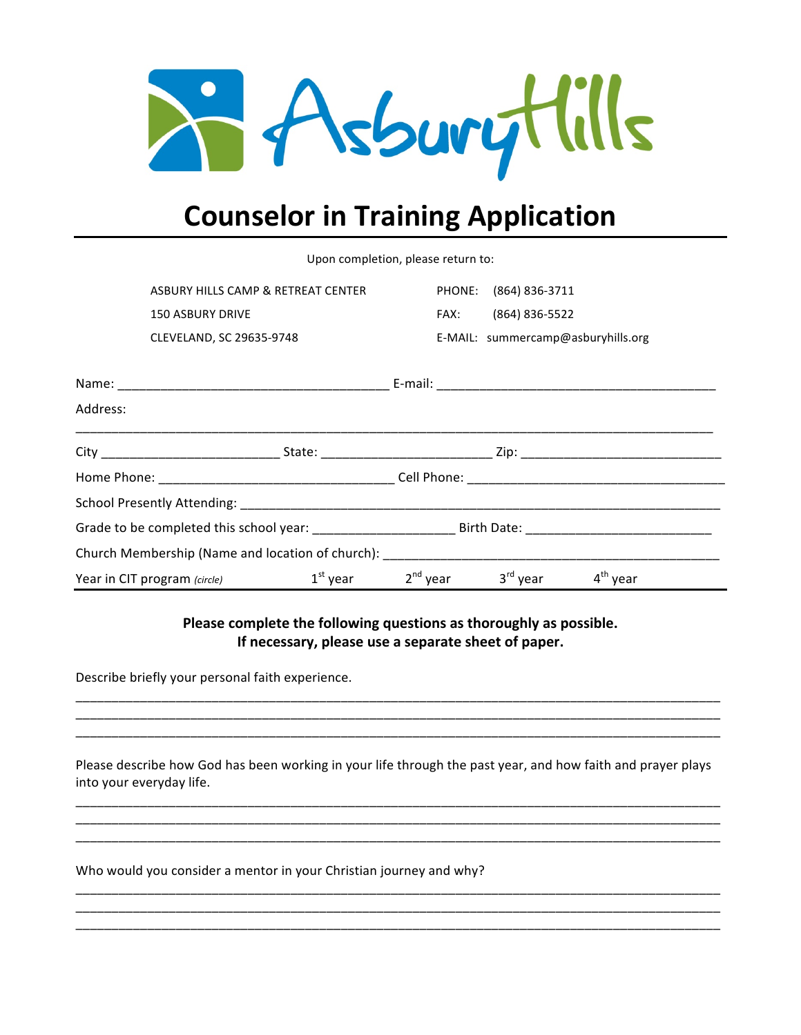# Counselor in Training Application

Upon completion, please return to:

ASBURY HILLS CAMP & RETREAT CENTER
150 ASBURY DRIVE
CLEVELAND, SC 29635-9748

PHONE: (864) 836-3711
FAX: (864) 836-5522
E-MAIL: summercamp@asburyhills.org

Name: ____________________________________ E-mail: ____________________________________

Address:

_____________________________________________________________________________________

City ________________________ State: ________________________ Zip: __________________________

Home Phone: ________________________________ Cell Phone: __________________________________

School Presently Attending: _____________________________________________________________

Grade to be completed this school year: __________________ Birth Date: ________________________

Church Membership (Name and location of church): _____________________________________________

Year in CIT program *(circle)*   1st year   2nd year   3rd year   4th year

**Please complete the following questions as thoroughly as possible.**
**If necessary, please use a separate sheet of paper.**

Describe briefly your personal faith experience.

_____________________________________________________________________________________
_____________________________________________________________________________________
_____________________________________________________________________________________

Please describe how God has been working in your life through the past year, and how faith and prayer plays into your everyday life.

_____________________________________________________________________________________
_____________________________________________________________________________________
_____________________________________________________________________________________

Who would you consider a mentor in your Christian journey and why?

_____________________________________________________________________________________
_____________________________________________________________________________________
_____________________________________________________________________________________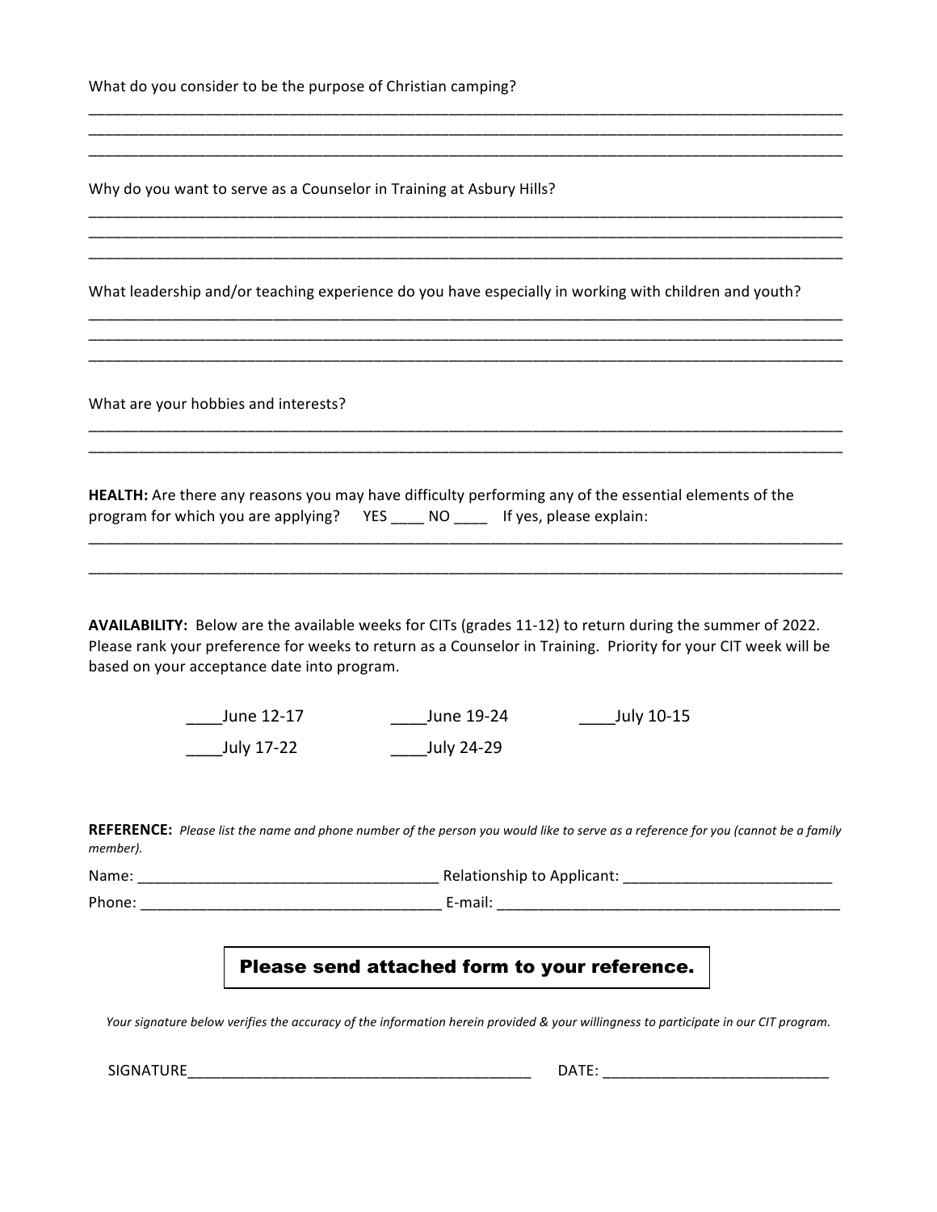What do you consider to be the purpose of Christian camping?

_______________________________________________________________________________________________
_______________________________________________________________________________________________
_______________________________________________________________________________________________

Why do you want to serve as a Counselor in Training at Asbury Hills?

_______________________________________________________________________________________________
_______________________________________________________________________________________________
_______________________________________________________________________________________________

What leadership and/or teaching experience do you have especially in working with children and youth?

_______________________________________________________________________________________________
_______________________________________________________________________________________________
_______________________________________________________________________________________________

What are your hobbies and interests?

_______________________________________________________________________________________________
_______________________________________________________________________________________________

**HEALTH:** Are there any reasons you may have difficulty performing any of the essential elements of the program for which you are applying? YES ____ NO ____ If yes, please explain:

_______________________________________________________________________________________________
_______________________________________________________________________________________________

**AVAILABILITY:** Below are the available weeks for CITs (grades 11-12) to return during the summer of 2022. Please rank your preference for weeks to return as a Counselor in Training. Priority for your CIT week will be based on your acceptance date into program.

____June 12-17 ____June 19-24 ____July 10-15

____July 17-22 ____July 24-29

**REFERENCE:** *Please list the name and phone number of the person you would like to serve as a reference for you (cannot be a family member).*

Name: ____________________________________ Relationship to Applicant: _________________________

Phone: ____________________________________ E-mail: _________________________________________

**Please send attached form to your reference.**

*Your signature below verifies the accuracy of the information herein provided & your willingness to participate in our CIT program.*

SIGNATURE__________________________________________ DATE: ___________________________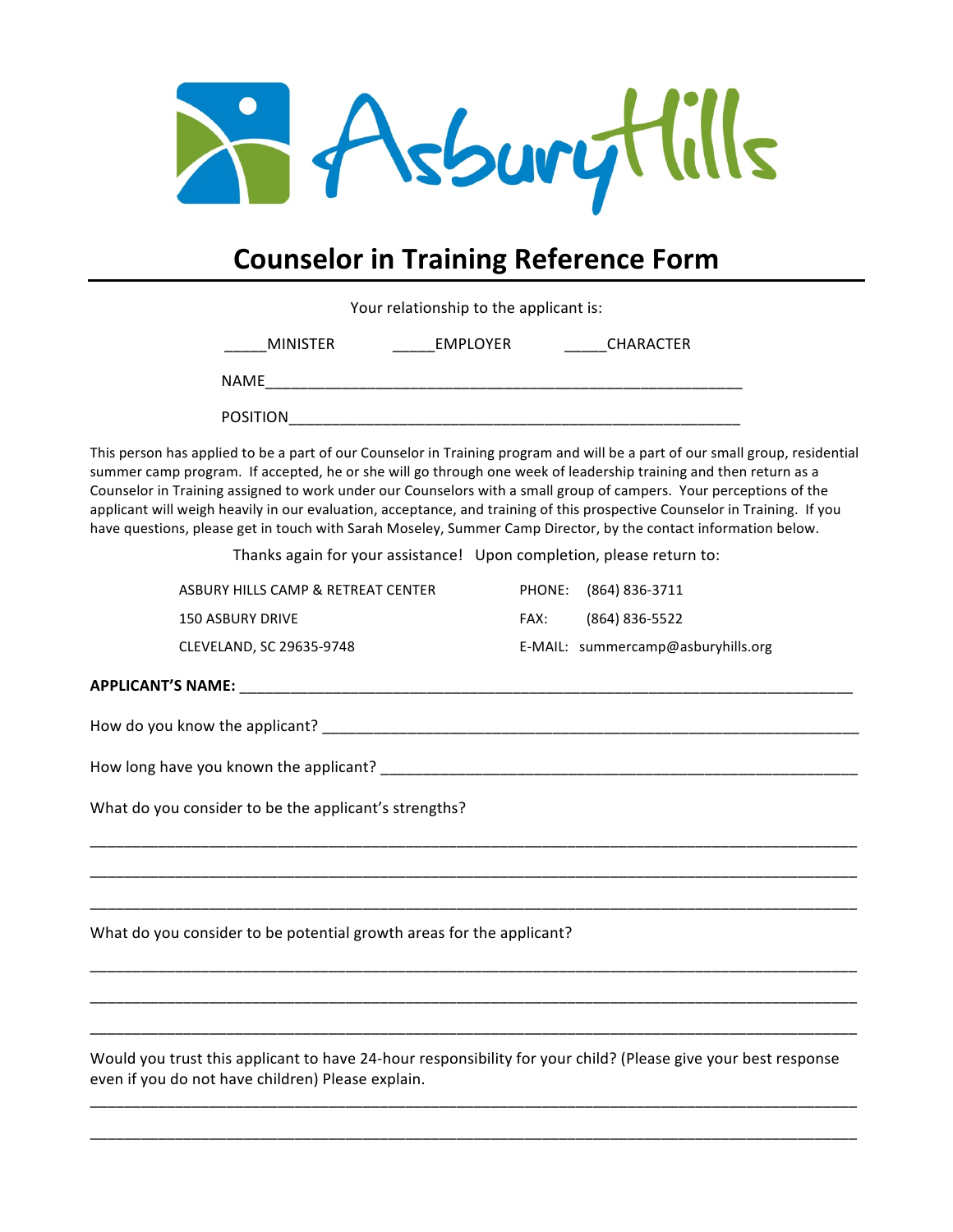# Counselor in Training Reference Form

Your relationship to the applicant is:

_____MINISTER _____EMPLOYER _____CHARACTER

NAME_______________________________________________________

POSITION____________________________________________________

This person has applied to be a part of our Counselor in Training program and will be a part of our small group, residential summer camp program. If accepted, he or she will go through one week of leadership training and then return as a Counselor in Training assigned to work under our Counselors with a small group of campers. Your perceptions of the applicant will weigh heavily in our evaluation, acceptance, and training of this prospective Counselor in Training. If you have questions, please get in touch with Sarah Moseley, Summer Camp Director, by the contact information below.

Thanks again for your assistance! Upon completion, please return to:

ASBURY HILLS CAMP & RETREAT CENTER
150 ASBURY DRIVE
CLEVELAND, SC 29635-9748

PHONE: (864) 836-3711
FAX: (864) 836-5522
E-MAIL: summercamp@asburyhills.org

**APPLICANT'S NAME:** ___________________________________________________________________

How do you know the applicant? ____________________________________________________________

How long have you known the applicant? _____________________________________________________

What do you consider to be the applicant's strengths?

_____________________________________________________________________________________

_____________________________________________________________________________________

_____________________________________________________________________________________

What do you consider to be potential growth areas for the applicant?

_____________________________________________________________________________________

_____________________________________________________________________________________

_____________________________________________________________________________________

Would you trust this applicant to have 24-hour responsibility for your child? (Please give your best response even if you do not have children) Please explain.

_____________________________________________________________________________________

_____________________________________________________________________________________